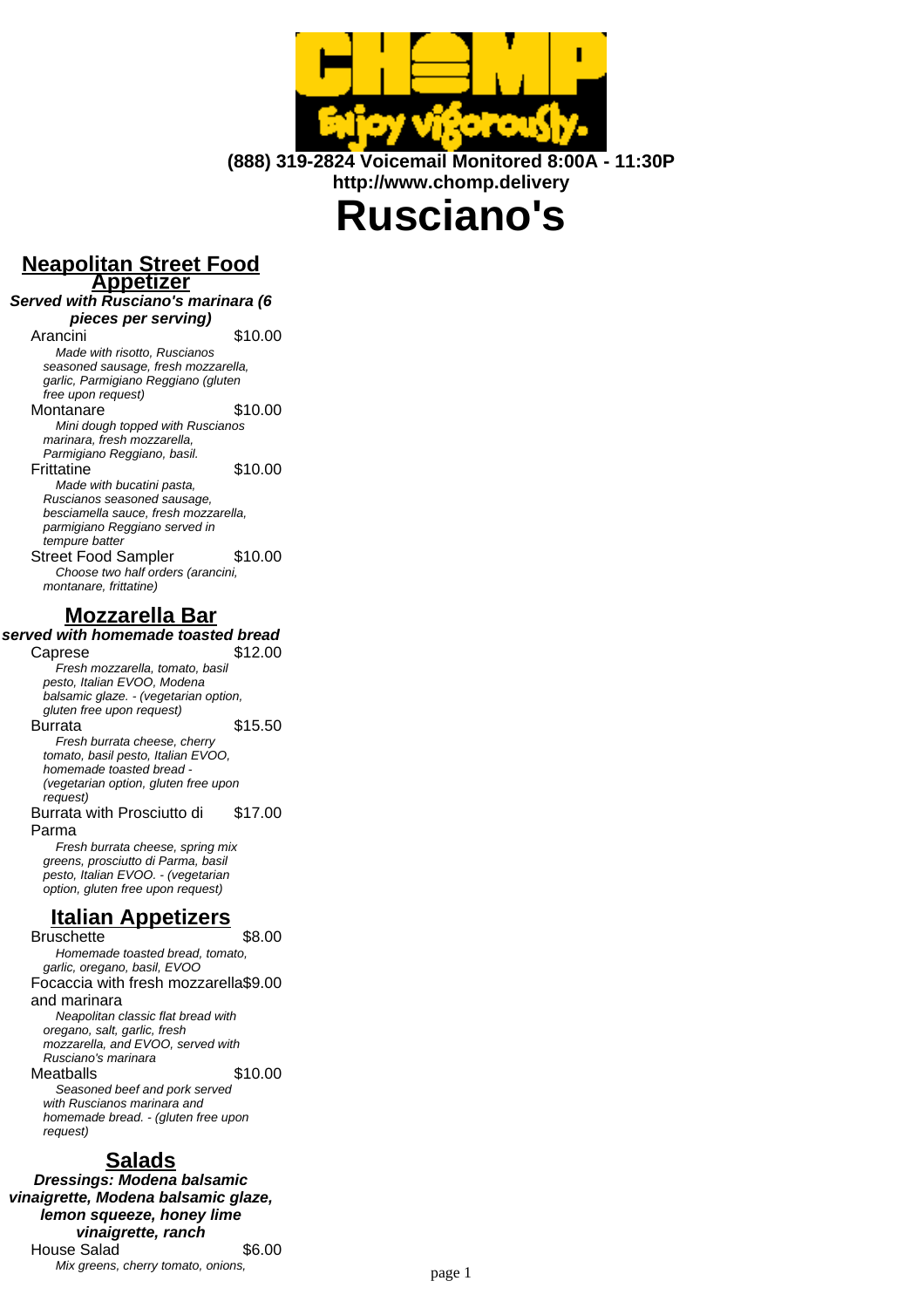(888) 319-2824 Voicemail Monitored 8:00A - 11:30P
http://www.chomp.delivery

# Rusciano's

## Neapolitan Street Food Appetizer

**Served with Rusciano's marinara (6 pieces per serving)**

Arancini $10.00
*Made with risotto, Ruscianos seasoned sausage, fresh mozzarella, garlic, Parmigiano Reggiano (gluten free upon request)*

Montanare $10.00
*Mini dough topped with Ruscianos marinara, fresh mozzarella, Parmigiano Reggiano, basil.*

Frittatine $10.00
*Made with bucatini pasta, Ruscianos seasoned sausage, besciamella sauce, fresh mozzarella, parmigiano Reggiano served in tempure batter*

Street Food Sampler $10.00
*Choose two half orders (arancini, montanare, frittatine)*

## Mozzarella Bar

**served with homemade toasted bread**

Caprese $12.00
*Fresh mozzarella, tomato, basil pesto, Italian EVOO, Modena balsamic glaze. - (vegetarian option, gluten free upon request)*

Burrata $15.50
*Fresh burrata cheese, cherry tomato, basil pesto, Italian EVOO, homemade toasted bread - (vegetarian option, gluten free upon request)*

Burrata with Prosciutto di Parma $17.00
*Fresh burrata cheese, spring mix greens, prosciutto di Parma, basil pesto, Italian EVOO. - (vegetarian option, gluten free upon request)*

## Italian Appetizers

Bruschette $8.00
*Homemade toasted bread, tomato, garlic, oregano, basil, EVOO*

Focaccia with fresh mozzarella and marinara $9.00
*Neapolitan classic flat bread with oregano, salt, garlic, fresh mozzarella, and EVOO, served with Rusciano's marinara*

Meatballs $10.00
*Seasoned beef and pork served with Ruscianos marinara and homemade bread. - (gluten free upon request)*

## Salads

**Dressings: Modena balsamic vinaigrette, Modena balsamic glaze, lemon squeeze, honey lime vinaigrette, ranch**

House Salad $6.00
*Mix greens, cherry tomato, onions,*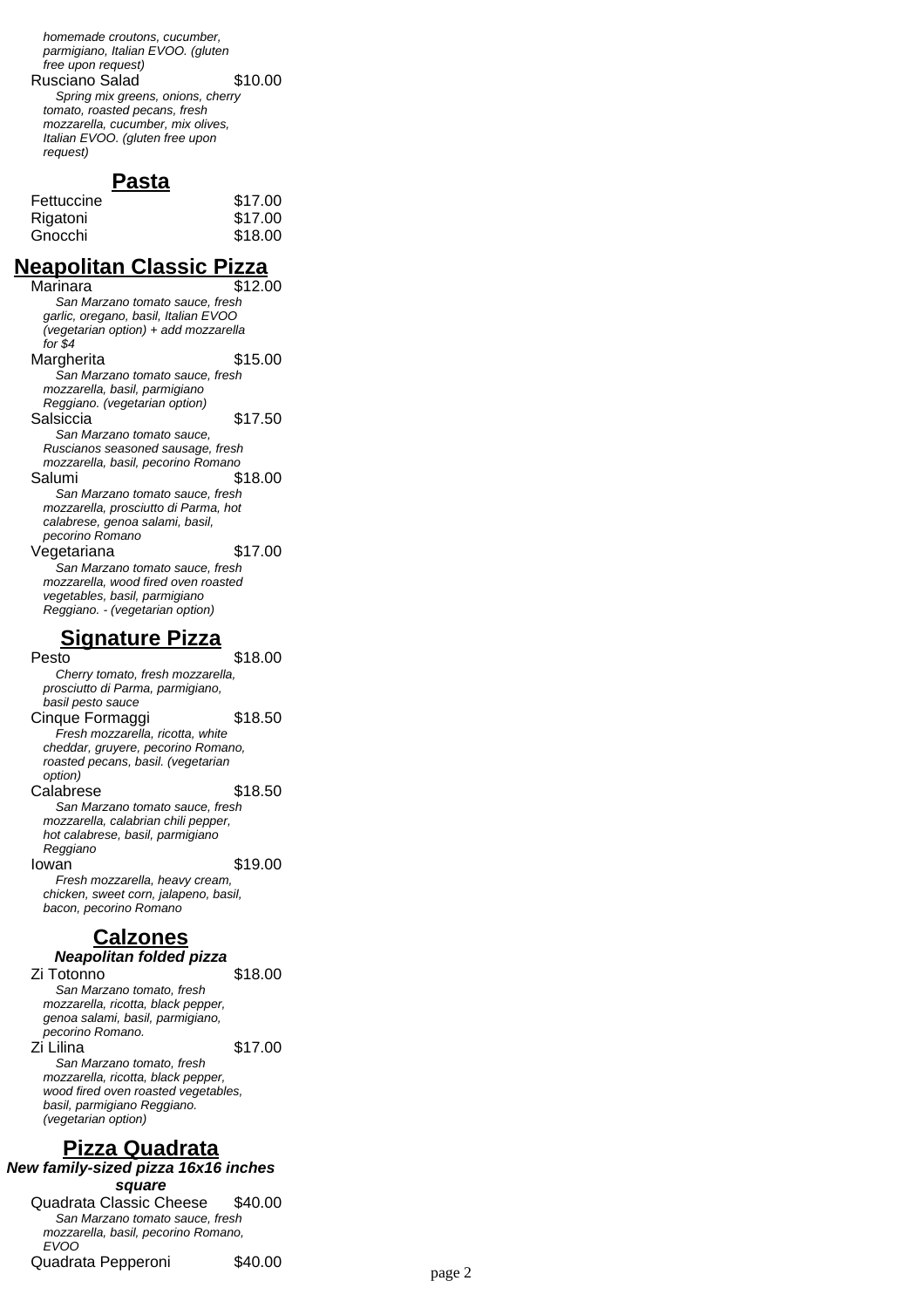*homemade croutons, cucumber, parmigiano, Italian EVOO. (gluten free upon request)*

Rusciano Salad $10.00

*Spring mix greens, onions, cherry tomato, roasted pecans, fresh mozzarella, cucumber, mix olives, Italian EVOO. (gluten free upon request)*

## Pasta

Fettuccine $17.00

Rigatoni $17.00

Gnocchi $18.00

## Neapolitan Classic Pizza

Marinara $12.00

*San Marzano tomato sauce, fresh garlic, oregano, basil, Italian EVOO (vegetarian option) + add mozzarella for $4*

Margherita $15.00

*San Marzano tomato sauce, fresh mozzarella, basil, parmigiano Reggiano. (vegetarian option)*

Salsiccia $17.50

*San Marzano tomato sauce, Ruscianos seasoned sausage, fresh mozzarella, basil, pecorino Romano*

Salumi $18.00

*San Marzano tomato sauce, fresh mozzarella, prosciutto di Parma, hot calabrese, genoa salami, basil, pecorino Romano*

Vegetariana $17.00

*San Marzano tomato sauce, fresh mozzarella, wood fired oven roasted vegetables, basil, parmigiano Reggiano. - (vegetarian option)*

## Signature Pizza

Pesto $18.00

*Cherry tomato, fresh mozzarella, prosciutto di Parma, parmigiano, basil pesto sauce*

Cinque Formaggi $18.50

*Fresh mozzarella, ricotta, white cheddar, gruyere, pecorino Romano, roasted pecans, basil. (vegetarian option)*

Calabrese $18.50

*San Marzano tomato sauce, fresh mozzarella, calabrian chili pepper, hot calabrese, basil, parmigiano Reggiano*

Iowan $19.00

*Fresh mozzarella, heavy cream, chicken, sweet corn, jalapeno, basil, bacon, pecorino Romano*

## Calzones

***Neapolitan folded pizza***

Zi Totonno $18.00

*San Marzano tomato, fresh mozzarella, ricotta, black pepper, genoa salami, basil, parmigiano, pecorino Romano.*

Zi Lilina $17.00

*San Marzano tomato, fresh mozzarella, ricotta, black pepper, wood fired oven roasted vegetables, basil, parmigiano Reggiano. (vegetarian option)*

## Pizza Quadrata

***New family-sized pizza 16x16 inches square***

Quadrata Classic Cheese $40.00

*San Marzano tomato sauce, fresh mozzarella, basil, pecorino Romano, EVOO*

Quadrata Pepperoni $40.00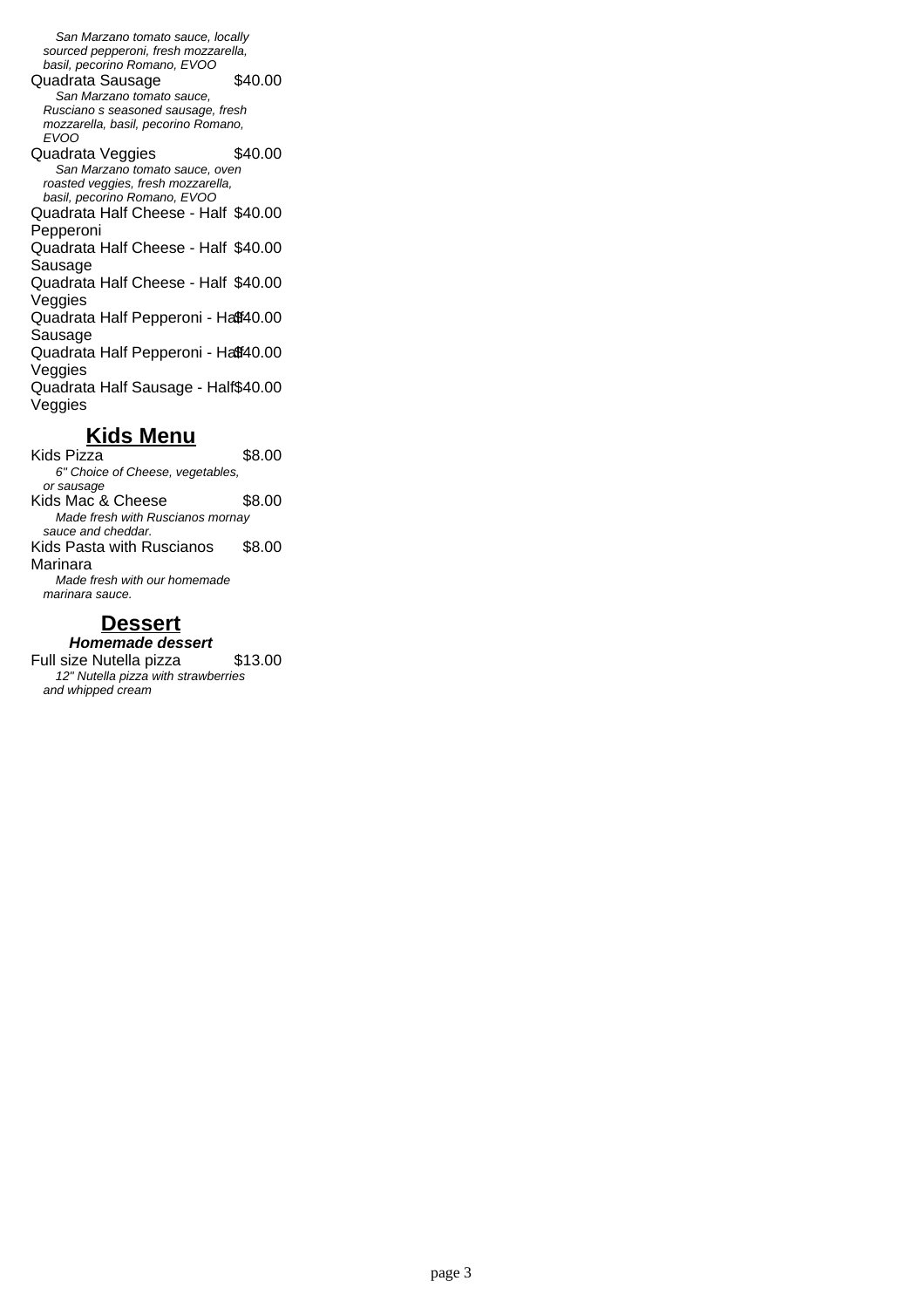*San Marzano tomato sauce, locally sourced pepperoni, fresh mozzarella, basil, pecorino Romano, EVOO*

Quadrata Sausage $40.00

*San Marzano tomato sauce, Rusciano s seasoned sausage, fresh mozzarella, basil, pecorino Romano, EVOO*

Quadrata Veggies $40.00

*San Marzano tomato sauce, oven roasted veggies, fresh mozzarella, basil, pecorino Romano, EVOO*

Quadrata Half Cheese - Half Pepperoni $40.00

Quadrata Half Cheese - Half Sausage $40.00

Quadrata Half Cheese - Half Veggies $40.00

Quadrata Half Pepperoni - Half Sausage $40.00

Quadrata Half Pepperoni - Half Veggies $40.00

Quadrata Half Sausage - Half Veggies $40.00

## Kids Menu

Kids Pizza $8.00

*6" Choice of Cheese, vegetables, or sausage*

Kids Mac & Cheese $8.00

*Made fresh with Ruscianos mornay sauce and cheddar.*

Kids Pasta with Ruscianos Marinara $8.00

*Made fresh with our homemade marinara sauce.*

## Dessert

***Homemade dessert***

Full size Nutella pizza $13.00

*12" Nutella pizza with strawberries and whipped cream*